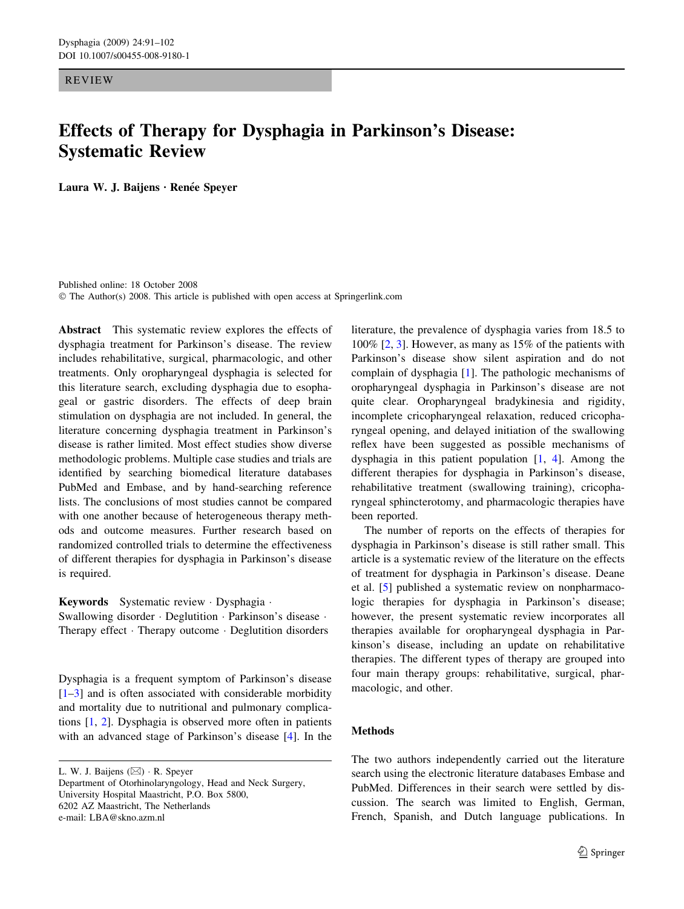REVIEW

# Effects of Therapy for Dysphagia in Parkinson's Disease: Systematic Review

**Laura W. J. Baijens · Renée Speyer**

Published online: 18 October 2008
© The Author(s) 2008. This article is published with open access at Springerlink.com

**Abstract** This systematic review explores the effects of dysphagia treatment for Parkinson's disease. The review includes rehabilitative, surgical, pharmacologic, and other treatments. Only oropharyngeal dysphagia is selected for this literature search, excluding dysphagia due to esophageal or gastric disorders. The effects of deep brain stimulation on dysphagia are not included. In general, the literature concerning dysphagia treatment in Parkinson's disease is rather limited. Most effect studies show diverse methodologic problems. Multiple case studies and trials are identified by searching biomedical literature databases PubMed and Embase, and by hand-searching reference lists. The conclusions of most studies cannot be compared with one another because of heterogeneous therapy methods and outcome measures. Further research based on randomized controlled trials to determine the effectiveness of different therapies for dysphagia in Parkinson's disease is required.

**Keywords** Systematic review · Dysphagia · Swallowing disorder · Deglutition · Parkinson's disease · Therapy effect · Therapy outcome · Deglutition disorders

Dysphagia is a frequent symptom of Parkinson's disease [1–3] and is often associated with considerable morbidity and mortality due to nutritional and pulmonary complications [1, 2]. Dysphagia is observed more often in patients with an advanced stage of Parkinson's disease [4]. In the literature, the prevalence of dysphagia varies from 18.5 to 100% [2, 3]. However, as many as 15% of the patients with Parkinson's disease show silent aspiration and do not complain of dysphagia [1]. The pathologic mechanisms of oropharyngeal dysphagia in Parkinson's disease are not quite clear. Oropharyngeal bradykinesia and rigidity, incomplete cricopharyngeal relaxation, reduced cricopharyngeal opening, and delayed initiation of the swallowing reflex have been suggested as possible mechanisms of dysphagia in this patient population [1, 4]. Among the different therapies for dysphagia in Parkinson's disease, rehabilitative treatment (swallowing training), cricopharyngeal sphincterotomy, and pharmacologic therapies have been reported.

The number of reports on the effects of therapies for dysphagia in Parkinson's disease is still rather small. This article is a systematic review of the literature on the effects of treatment for dysphagia in Parkinson's disease. Deane et al. [5] published a systematic review on nonpharmacologic therapies for dysphagia in Parkinson's disease; however, the present systematic review incorporates all therapies available for oropharyngeal dysphagia in Parkinson's disease, including an update on rehabilitative therapies. The different types of therapy are grouped into four main therapy groups: rehabilitative, surgical, pharmacologic, and other.

## Methods

The two authors independently carried out the literature search using the electronic literature databases Embase and PubMed. Differences in their search were settled by discussion. The search was limited to English, German, French, Spanish, and Dutch language publications. In

---

L. W. J. Baijens (✉) · R. Speyer
Department of Otorhinolaryngology, Head and Neck Surgery, University Hospital Maastricht, P.O. Box 5800, 6202 AZ Maastricht, The Netherlands
e-mail: LBA@skno.azm.nl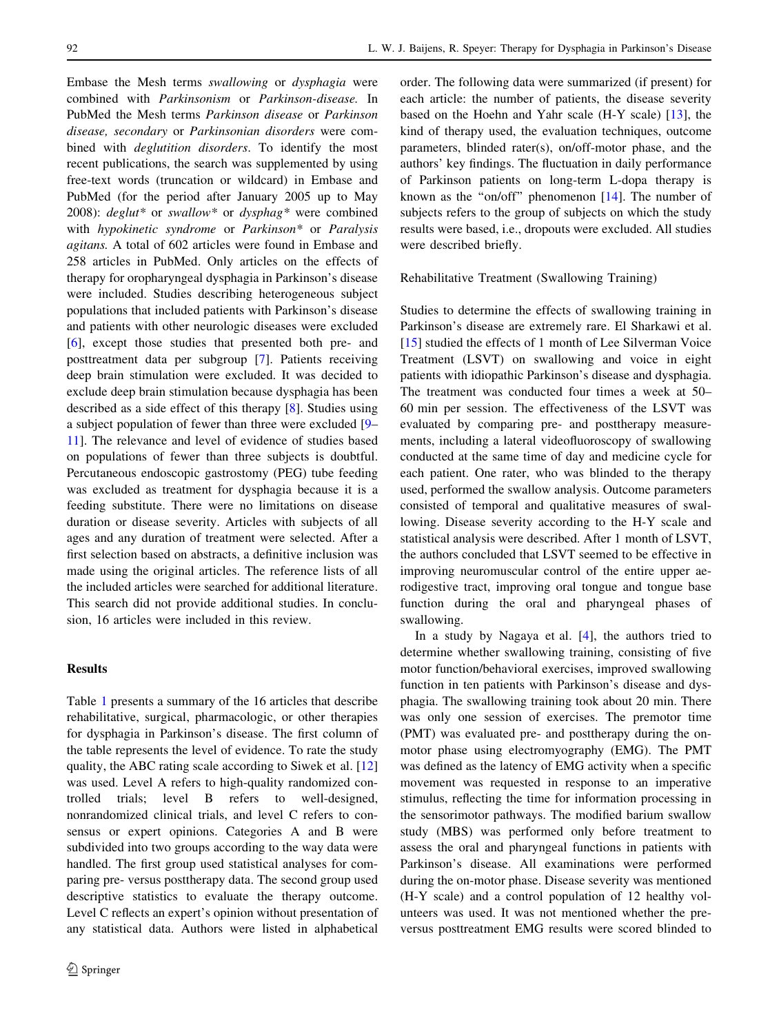Embase the Mesh terms *swallowing* or *dysphagia* were combined with *Parkinsonism* or *Parkinson-disease*. In PubMed the Mesh terms *Parkinson disease* or *Parkinson disease, secondary* or *Parkinsonian disorders* were combined with *deglutition disorders*. To identify the most recent publications, the search was supplemented by using free-text words (truncation or wildcard) in Embase and PubMed (for the period after January 2005 up to May 2008): *deglut** or *swallow** or *dysphag** were combined with *hypokinetic syndrome* or *Parkinson** or *Paralysis agitans*. A total of 602 articles were found in Embase and 258 articles in PubMed. Only articles on the effects of therapy for oropharyngeal dysphagia in Parkinson's disease were included. Studies describing heterogeneous subject populations that included patients with Parkinson's disease and patients with other neurologic diseases were excluded [6], except those studies that presented both pre- and posttreatment data per subgroup [7]. Patients receiving deep brain stimulation were excluded. It was decided to exclude deep brain stimulation because dysphagia has been described as a side effect of this therapy [8]. Studies using a subject population of fewer than three were excluded [9–11]. The relevance and level of evidence of studies based on populations of fewer than three subjects is doubtful. Percutaneous endoscopic gastrostomy (PEG) tube feeding was excluded as treatment for dysphagia because it is a feeding substitute. There were no limitations on disease duration or disease severity. Articles with subjects of all ages and any duration of treatment were selected. After a first selection based on abstracts, a definitive inclusion was made using the original articles. The reference lists of all the included articles were searched for additional literature. This search did not provide additional studies. In conclusion, 16 articles were included in this review.

## Results

Table 1 presents a summary of the 16 articles that describe rehabilitative, surgical, pharmacologic, or other therapies for dysphagia in Parkinson's disease. The first column of the table represents the level of evidence. To rate the study quality, the ABC rating scale according to Siwek et al. [12] was used. Level A refers to high-quality randomized controlled trials; level B refers to well-designed, nonrandomized clinical trials, and level C refers to consensus or expert opinions. Categories A and B were subdivided into two groups according to the way data were handled. The first group used statistical analyses for comparing pre- versus posttherapy data. The second group used descriptive statistics to evaluate the therapy outcome. Level C reflects an expert's opinion without presentation of any statistical data. Authors were listed in alphabetical order. The following data were summarized (if present) for each article: the number of patients, the disease severity based on the Hoehn and Yahr scale (H-Y scale) [13], the kind of therapy used, the evaluation techniques, outcome parameters, blinded rater(s), on/off-motor phase, and the authors' key findings. The fluctuation in daily performance of Parkinson patients on long-term L-dopa therapy is known as the "on/off" phenomenon [14]. The number of subjects refers to the group of subjects on which the study results were based, i.e., dropouts were excluded. All studies were described briefly.

### Rehabilitative Treatment (Swallowing Training)

Studies to determine the effects of swallowing training in Parkinson's disease are extremely rare. El Sharkawi et al. [15] studied the effects of 1 month of Lee Silverman Voice Treatment (LSVT) on swallowing and voice in eight patients with idiopathic Parkinson's disease and dysphagia. The treatment was conducted four times a week at 50–60 min per session. The effectiveness of the LSVT was evaluated by comparing pre- and posttherapy measurements, including a lateral videofluoroscopy of swallowing conducted at the same time of day and medicine cycle for each patient. One rater, who was blinded to the therapy used, performed the swallow analysis. Outcome parameters consisted of temporal and qualitative measures of swallowing. Disease severity according to the H-Y scale and statistical analysis were described. After 1 month of LSVT, the authors concluded that LSVT seemed to be effective in improving neuromuscular control of the entire upper aerodigestive tract, improving oral tongue and tongue base function during the oral and pharyngeal phases of swallowing.

In a study by Nagaya et al. [4], the authors tried to determine whether swallowing training, consisting of five motor function/behavioral exercises, improved swallowing function in ten patients with Parkinson's disease and dysphagia. The swallowing training took about 20 min. There was only one session of exercises. The premotor time (PMT) was evaluated pre- and posttherapy during the on-motor phase using electromyography (EMG). The PMT was defined as the latency of EMG activity when a specific movement was requested in response to an imperative stimulus, reflecting the time for information processing in the sensorimotor pathways. The modified barium swallow study (MBS) was performed only before treatment to assess the oral and pharyngeal functions in patients with Parkinson's disease. All examinations were performed during the on-motor phase. Disease severity was mentioned (H-Y scale) and a control population of 12 healthy volunteers was used. It was not mentioned whether the pre- versus posttreatment EMG results were scored blinded to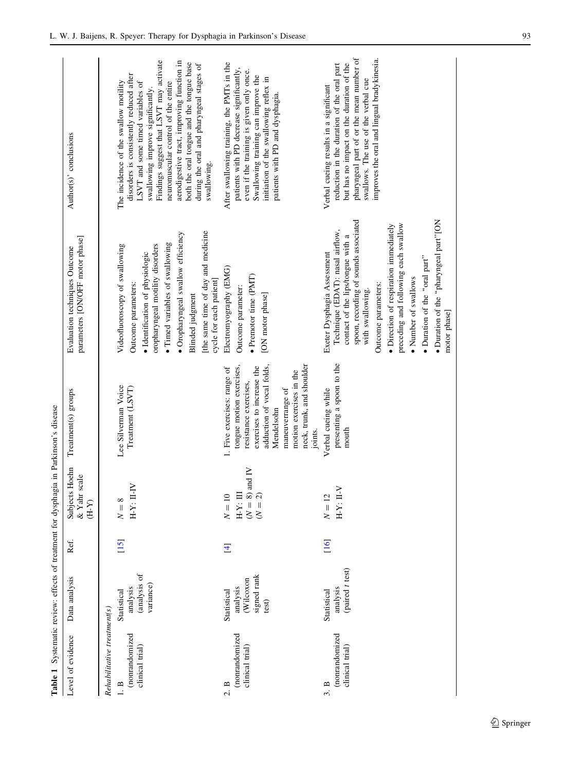**Table 1** Systematic review: effects of treatment for dysphagia in Parkinson's disease

| Level of evidence | Data analysis | Ref. | Subjects Hoehn & Yahr scale (H-Y) | Treatment(s) groups | Evaluation techniques Outcome parameters [ON/OFF motor phase] | Author(s)' conclusions |
|---|---|---|---|---|---|---|
| *Rehabilitative treatment(s)* | | | | | | |
| 1. B (nonrandomized clinical trial) | Statistical analysis (analysis of variance) | [15] | $N = 8$ H-Y: II–IV | Lee Silverman Voice Treatment (LSVT) | Videofluoroscopy of swallowing Outcome parameters: • Identification of physiologic oropharyngeal motility disorders • Timed variables of swallowing • Oropharyngeal swallow efficiency Blinded judgment [the same time of day and medicine cycle for each patient] | The incidence of the swallow motility disorders is consistently reduced after LSVT and some timed variables of swallowing improve significantly. Findings suggest that LSVT may activate neuromuscular control of the entire aerodigestive tract, improving function in both the oral tongue and the tongue base during the oral and pharyngeal stages of swallowing. |
| 2. B (nonrandomized clinical trial) | Statistical analysis (Wilcoxon signed rank test) | [4] | $N = 10$ H-Y: III ($N = 8$) and IV ($N = 2$) | 1. Five exercises: range of tongue motion exercises, resistance exercises, exercises to increase the adduction of vocal folds, Mendelsohn maneuverrange of motion exercises in the neck, trunk, and shoulder joints. | Electromyography (EMG) Outcome parameter: • Premotor time (PMT) [ON motor phase] | After swallowing training, the PMTs in the patients with PD decrease significantly, even if the training is given only once. Swallowing training can improve the initiation of the swallowing reflex in patients with PD and dysphagia. |
| 3. B (nonrandomized clinical trial) | Statistical analysis (paired *t* test) | [16] | $N = 12$ H-Y: II–V | Verbal cueing while presenting a spoon to the mouth | Exeter Dysphagia Assessment Technique (EDAT): nasal airflow, contact of the lips/tongue with a spoon, recording of sounds associated with swallowing. Outcome parameters: • Direction of respiration immediately preceding and following each swallow • Number of swallows • Duration of the "oral part" • Duration of the "pharyngeal part" [ON motor phase] | Verbal cueing results in a significant reduction in the duration of the oral part but has no impact on the duration of the pharyngeal part of or the mean number of swallows. The use of the verbal cue improves the oral and lingual bradykinesia. |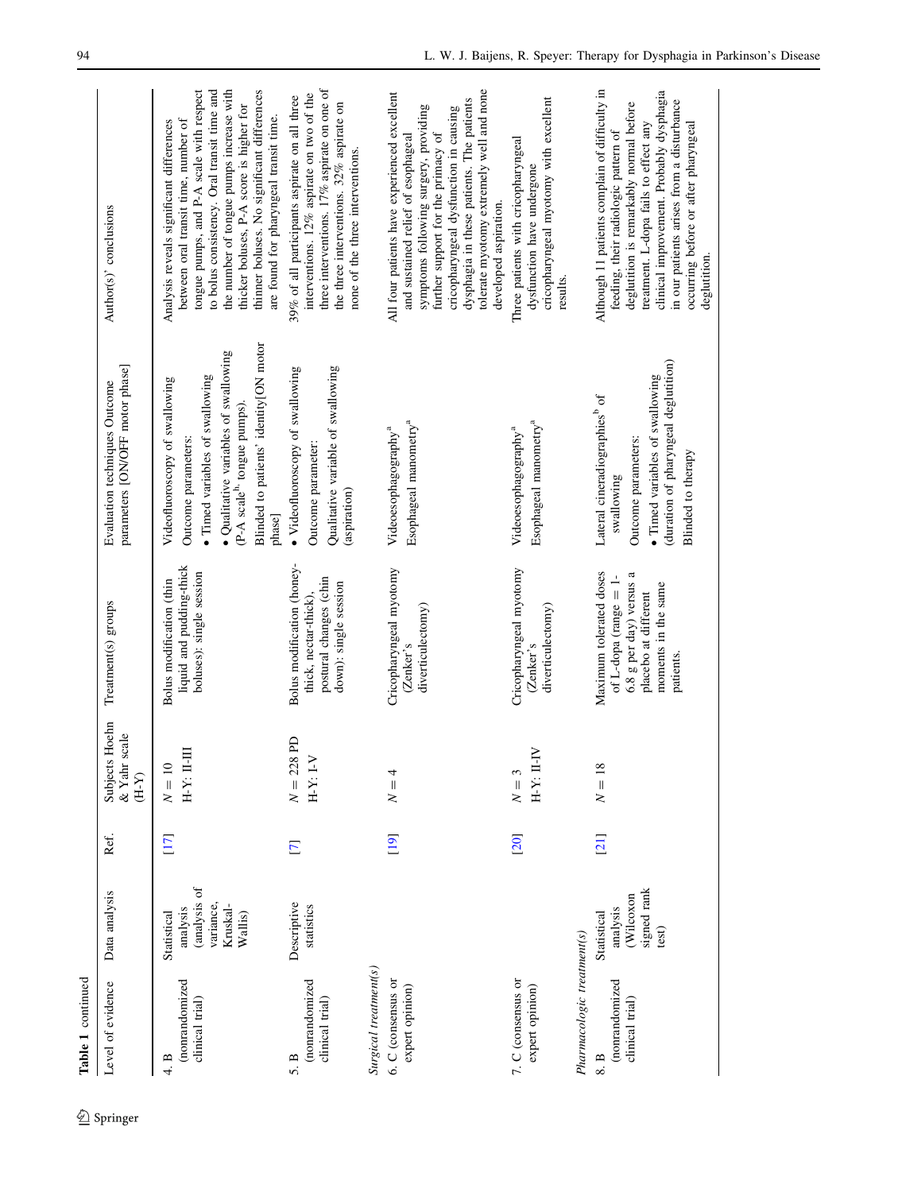**Table 1** continued

| Level of evidence | Data analysis | Ref. | Subjects Hoehn & Yahr scale (H-Y) | Treatment(s) groups | Evaluation techniques Outcome parameters [ON/OFF motor phase] | Author(s)' conclusions |
|---|---|---|---|---|---|---|
| 4. B (nonrandomized clinical trial) | Statistical analysis (analysis of variance, Kruskal-Wallis) | [17] | $N = 10$ H-Y: II-III | Bolus modification (thin liquid and pudding-thick boluses): single session | Videofluoroscopy of swallowing Outcome parameters: • Timed variables of swallowing • Qualitative variables of swallowing (P-A scale[b], tongue pumps). Blinded to patients' identity[ON motor phase] | Analysis reveals significant differences between oral transit time, number of tongue pumps, and P-A scale with respect to bolus consistency. Oral transit time and the number of tongue pumps increase with thicker boluses, P-A score is higher for thinner boluses. No significant differences are found for pharyngeal transit time. |
| 5. B (nonrandomized clinical trial) | Descriptive statistics | [7] | $N = 228$ PD H-Y: I-V | Bolus modification (honey-thick, nectar-thick), postural changes (chin down): single session | • Videofluoroscopy of swallowing Outcome parameter: Qualitative variable of swallowing (aspiration) | 39% of all participants aspirate on all three interventions. 12% aspirate on two of the three interventions. 17% aspirate on one of the three interventions. 32% aspirate on none of the three interventions. |
| *Surgical treatment(s)* | | | | | | |
| 6. C (consensus or expert opinion) | | [19] | $N = 4$ | Cricopharyngeal myotomy (Zenker's diverticulectomy) | Videoesophagography[a] Esophageal manometry[a] | All four patients have experienced excellent and sustained relief of esophageal symptoms following surgery, providing further support for the primacy of cricopharyngeal dysfunction in causing dysphagia in these patients. The patients tolerate myotomy extremely well and none developed aspiration. |
| 7. C (consensus or expert opinion) | | [20] | $N = 3$ H-Y: II-IV | Cricopharyngeal myotomy (Zenker's diverticulectomy) | Videoesophagography[a] Esophageal manometry[a] | Three patients with cricopharyngeal dysfunction have undergone cricopharyngeal myotomy with excellent results. |
| *Pharmacologic treatment(s)* | | | | | | |
| 8. B (nonrandomized clinical trial) | Statistical analysis (Wilcoxon signed rank test) | [21] | $N = 18$ | Maximum tolerated doses of L-dopa (range = 1-6.8 g per day) versus a placebo at different moments in the same patients. | Lateral cineradiographies[b] of swallowing Outcome parameters: • Timed variables of swallowing (duration of pharyngeal deglutition) Blinded to therapy | Although 11 patients complain of difficulty in feeding, their radiologic pattern of deglutition is remarkably normal before treatment. L-dopa fails to effect any clinical improvement. Probably dysphagia in our patients arises from a disturbance occurring before or after pharyngeal deglutition. |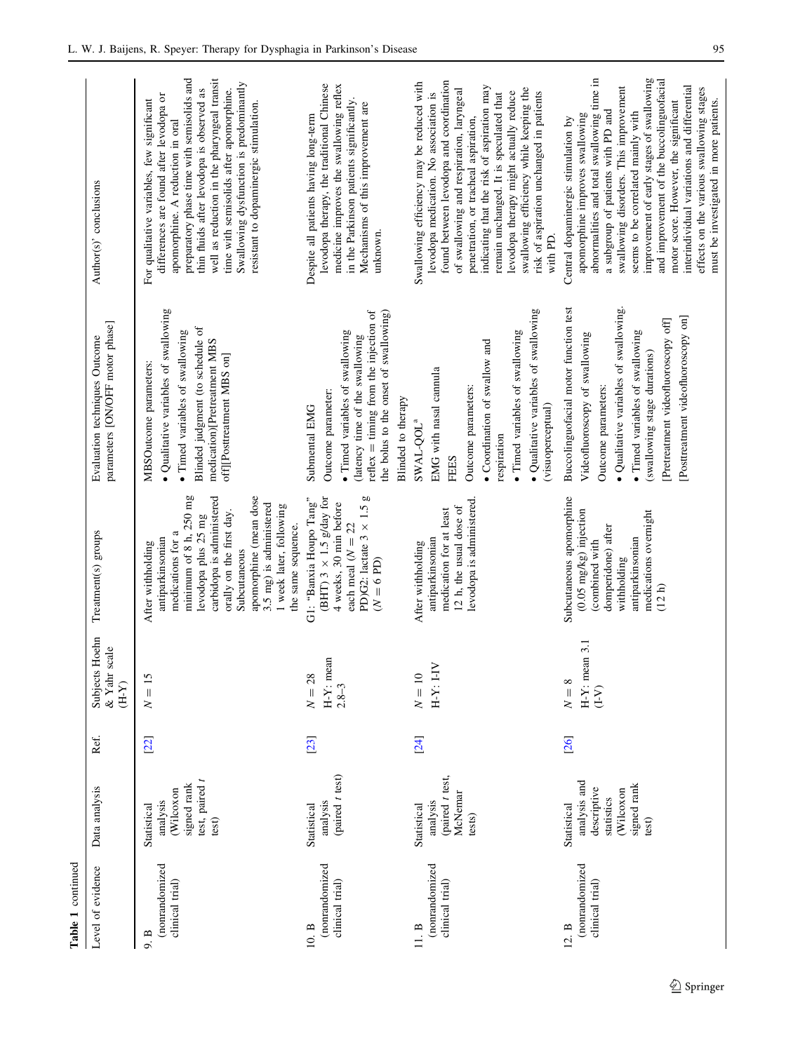**Table 1** continued

| Level of evidence | Data analysis | Ref. | Subjects Hoehn & Yahr scale (H-Y) | Treatment(s) groups | Evaluation techniques Outcome parameters [ON/OFF motor phase] | Author(s)' conclusions |
|---|---|---|---|---|---|---|
| 9. B (nonrandomized clinical trial) | Statistical analysis (Wilcoxon signed rank test, paired $t$ test) | [22] | $N = 15$ | After withholding antiparkinsonian medications for a minimum of 8 h, 250 mg levodopa plus 25 mg carbidopa is administered orally on the first day. Subcutaneous apomorphine (mean dose 3.5 mg) is administered 1 week later, following the same sequence. | MBSOutcome parameters: • Qualitative variables of swallowing • Timed variables of swallowing Blinded judgment (to schedule of medication)[Pretreatment MBS off][Posttreatment MBS on] | For qualitative variables, few significant differences are found after levodopa or apomorphine. A reduction in oral preparatory phase time with semisolids and thin fluids after levodopa is observed as well as reduction in the pharyngeal transit time with semisolids after apomorphine. Swallowing dysfunction is predominantly resistant to dopaminergic stimulation. |
| 10. B (nonrandomized clinical trial) | Statistical analysis (paired $t$ test) | [23] | $N = 28$ H-Y: mean 2.8–3 | G1: "Banxia Houpo Tang" (BHT) $3 \times 1.5$ g/day for 4 weeks, 30 min before each meal ($N = 22$ PD)G2: lactate $3 \times 1.5$ g ($N = 6$ PD) | Submental EMG Outcome parameter: • Timed variables of swallowing (latency time of the swallowing reflex = timing from the injection of the bolus to the onset of swallowing) Blinded to therapy | Despite all patients having long-term levodopa therapy, the traditional Chinese medicine improves the swallowing reflex in the Parkinson patients significantly. Mechanisms of this improvement are unknown. |
| 11. B (nonrandomized clinical trial) | Statistical analysis (paired $t$ test, McNemar tests) | [24] | $N = 10$ H-Y: I-IV | After withholding antiparkinsonian medication for at least 12 h, the usual dose of levodopa is administered. | SWAL-QOL[a] EMG with nasal cannula FEES Outcome parameters: • Coordination of swallow and respiration • Timed variables of swallowing • Qualitative variables of swallowing (visuoperceptual) | Swallowing efficiency may be reduced with levodopa medication. No association is found between levodopa and coordination of swallowing and respiration, laryngeal penetration, or tracheal aspiration, indicating that the risk of aspiration may remain unchanged. It is speculated that levodopa therapy might actually reduce swallowing efficiency while keeping the risk of aspiration unchanged in patients with PD. |
| 12. B (nonrandomized clinical trial) | Statistical analysis and descriptive statistics (Wilcoxon signed rank test) | [26] | $N = 8$ H-Y: mean 3.1 (I-V) | Subcutaneous apomorphine (0.05 mg/kg) injection (combined with domperidone) after withholding antiparkinsonian medications overnight (12 h) | Buccolinguofacial motor function test Videofluoroscopy of swallowing Outcome parameters: • Qualitative variables of swallowing. • Timed variables of swallowing (swallowing stage durations) [Pretreatment videofluoroscopy off] [Posttreatment videofluoroscopy on] | Central dopaminergic stimulation by apomorphine improves swallowing abnormalities and total swallowing time in a subgroup of patients with PD and swallowing disorders. This improvement seems to be correlated mainly with improvement of early stages of swallowing and improvement of the buccolinguofacial motor score. However, the significant interindividual variations and differential effects on the various swallowing stages must be investigated in more patients. |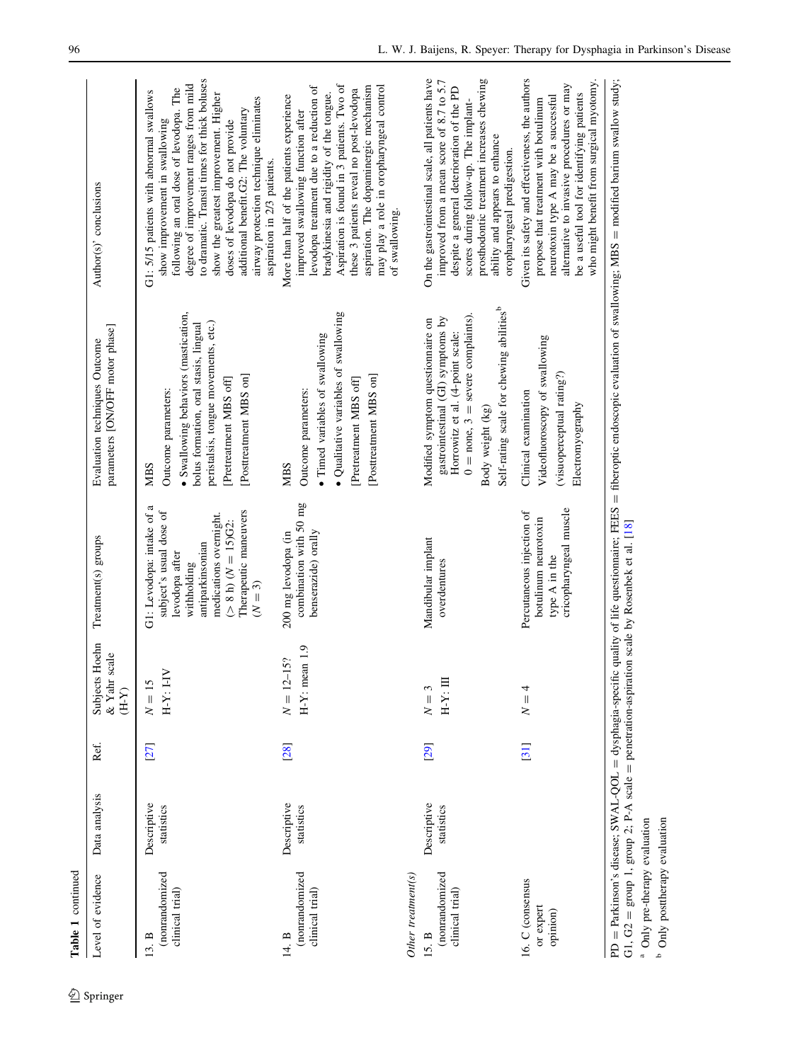**Table 1** continued

| Level of evidence | Data analysis | Ref. | Subjects Hoehn & Yahr scale (H-Y) | Treatment(s) groups | Evaluation techniques Outcome parameters [ON/OFF motor phase] | Author(s)' conclusions |
|---|---|---|---|---|---|---|
| 13. B (nonrandomized clinical trial) | Descriptive statistics | [27] | $N = 15$<br>H-Y: I-IV | G1: Levodopa: intake of a subject's usual dose of levodopa after withholding antiparkinsonian medications overnight. (> 8 h) ($N = 15$)G2: Therapeutic maneuvers ($N = 3$) | MBS<br>Outcome parameters:<br>• Swallowing behaviors (mastication, bolus formation, oral stasis, lingual peristalsis, tongue movements, etc.)<br>[Pretreatment MBS off]<br>[Posttreatment MBS on] | G1: 5/15 patients with abnormal swallows show improvement in swallowing following an oral dose of levodopa. The degree of improvement ranges from mild to dramatic. Transit times for thick boluses show the greatest improvement. Higher doses of levodopa do not provide additional benefit.G2: The voluntary airway protection technique eliminates aspiration in 2/3 patients. |
| 14. B (nonrandomized clinical trial) | Descriptive statistics | [28] | $N = 12$–15?<br>H-Y: mean 1.9 | 200 mg levodopa (in combination with 50 mg benserazide) orally | MBS<br>Outcome parameters:<br>• Timed variables of swallowing<br>• Qualitative variables of swallowing<br>[Pretreatment MBS off]<br>[Posttreatment MBS on] | More than half of the patients experience improved swallowing function after levodopa treatment due to a reduction of bradykinesia and rigidity of the tongue. Aspiration is found in 3 patients. Two of these 3 patients reveal no post-levodopa aspiration. The dopaminergic mechanism may play a role in oropharyngeal control of swallowing. |
| *Other treatment(s)* | | | | | | |
| 15. B (nonrandomized clinical trial) | Descriptive statistics | [29] | $N = 3$<br>H-Y: III | Mandibular implant overdentures | Modified symptom questionnaire on gastrointestinal (GI) symptoms by Horrowitz et al. (4-point scale: 0 = none, 3 = severe complaints).<br>Body weight (kg)<br>Self-rating scale for chewing abilities[b] | On the gastrointestinal scale, all patients have improved from a mean score of 8.7 to 5.7 despite a general deterioration of the PD scores during follow-up. The implant-prosthodontic treatment increases chewing ability and appears to enhance oropharyngeal predigestion. |
| 16. C (consensus or expert opinion) | | [31] | $N = 4$ | Percutaneous injection of botulinum neurotoxin type A in the cricopharyngeal muscle | Clinical examination<br>Videofluoroscopy of swallowing<br>(visuoperceptual rating?)<br>Electromyography | Given its safety and effectiveness, the authors propose that treatment with botulinum neurotoxin type A may be a successful alternative to invasive procedures or may be a useful tool for identifying patients who might benefit from surgical myotomy. |

PD = Parkinson's disease; SWAL-QOL = dysphagia-specific quality of life questionnaire; FEES = fiberoptic endoscopic evaluation of swallowing; MBS = modified barium swallow study; G1, G2 = group 1, group 2; P-A scale = penetration-aspiration scale by Rosenbek et al. [18]

[a] Only pre-therapy evaluation

[b] Only posttherapy evaluation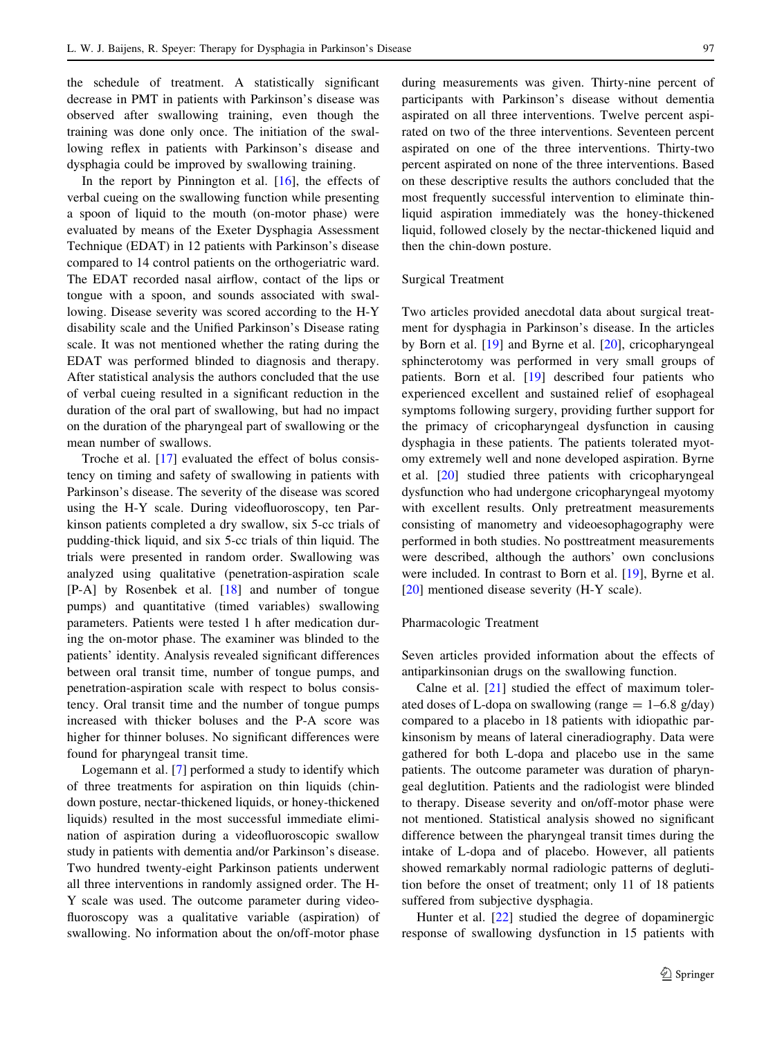the schedule of treatment. A statistically significant decrease in PMT in patients with Parkinson's disease was observed after swallowing training, even though the training was done only once. The initiation of the swallowing reflex in patients with Parkinson's disease and dysphagia could be improved by swallowing training.

In the report by Pinnington et al. [16], the effects of verbal cueing on the swallowing function while presenting a spoon of liquid to the mouth (on-motor phase) were evaluated by means of the Exeter Dysphagia Assessment Technique (EDAT) in 12 patients with Parkinson's disease compared to 14 control patients on the orthogeriatric ward. The EDAT recorded nasal airflow, contact of the lips or tongue with a spoon, and sounds associated with swallowing. Disease severity was scored according to the H-Y disability scale and the Unified Parkinson's Disease rating scale. It was not mentioned whether the rating during the EDAT was performed blinded to diagnosis and therapy. After statistical analysis the authors concluded that the use of verbal cueing resulted in a significant reduction in the duration of the oral part of swallowing, but had no impact on the duration of the pharyngeal part of swallowing or the mean number of swallows.

Troche et al. [17] evaluated the effect of bolus consistency on timing and safety of swallowing in patients with Parkinson's disease. The severity of the disease was scored using the H-Y scale. During videofluoroscopy, ten Parkinson patients completed a dry swallow, six 5-cc trials of pudding-thick liquid, and six 5-cc trials of thin liquid. The trials were presented in random order. Swallowing was analyzed using qualitative (penetration-aspiration scale [P-A] by Rosenbek et al. [18] and number of tongue pumps) and quantitative (timed variables) swallowing parameters. Patients were tested 1 h after medication during the on-motor phase. The examiner was blinded to the patients' identity. Analysis revealed significant differences between oral transit time, number of tongue pumps, and penetration-aspiration scale with respect to bolus consistency. Oral transit time and the number of tongue pumps increased with thicker boluses and the P-A score was higher for thinner boluses. No significant differences were found for pharyngeal transit time.

Logemann et al. [7] performed a study to identify which of three treatments for aspiration on thin liquids (chin-down posture, nectar-thickened liquids, or honey-thickened liquids) resulted in the most successful immediate elimination of aspiration during a videofluoroscopic swallow study in patients with dementia and/or Parkinson's disease. Two hundred twenty-eight Parkinson patients underwent all three interventions in randomly assigned order. The H-Y scale was used. The outcome parameter during videofluoroscopy was a qualitative variable (aspiration) of swallowing. No information about the on/off-motor phase during measurements was given. Thirty-nine percent of participants with Parkinson's disease without dementia aspirated on all three interventions. Twelve percent aspirated on two of the three interventions. Seventeen percent aspirated on one of the three interventions. Thirty-two percent aspirated on none of the three interventions. Based on these descriptive results the authors concluded that the most frequently successful intervention to eliminate thin-liquid aspiration immediately was the honey-thickened liquid, followed closely by the nectar-thickened liquid and then the chin-down posture.

### Surgical Treatment

Two articles provided anecdotal data about surgical treatment for dysphagia in Parkinson's disease. In the articles by Born et al. [19] and Byrne et al. [20], cricopharyngeal sphincterotomy was performed in very small groups of patients. Born et al. [19] described four patients who experienced excellent and sustained relief of esophageal symptoms following surgery, providing further support for the primacy of cricopharyngeal dysfunction in causing dysphagia in these patients. The patients tolerated myotomy extremely well and none developed aspiration. Byrne et al. [20] studied three patients with cricopharyngeal dysfunction who had undergone cricopharyngeal myotomy with excellent results. Only pretreatment measurements consisting of manometry and videoesophagography were performed in both studies. No posttreatment measurements were described, although the authors' own conclusions were included. In contrast to Born et al. [19], Byrne et al. [20] mentioned disease severity (H-Y scale).

### Pharmacologic Treatment

Seven articles provided information about the effects of antiparkinsonian drugs on the swallowing function.

Calne et al. [21] studied the effect of maximum tolerated doses of L-dopa on swallowing (range = 1–6.8 g/day) compared to a placebo in 18 patients with idiopathic parkinsonism by means of lateral cineradiography. Data were gathered for both L-dopa and placebo use in the same patients. The outcome parameter was duration of pharyngeal deglutition. Patients and the radiologist were blinded to therapy. Disease severity and on/off-motor phase were not mentioned. Statistical analysis showed no significant difference between the pharyngeal transit times during the intake of L-dopa and of placebo. However, all patients showed remarkably normal radiologic patterns of deglutition before the onset of treatment; only 11 of 18 patients suffered from subjective dysphagia.

Hunter et al. [22] studied the degree of dopaminergic response of swallowing dysfunction in 15 patients with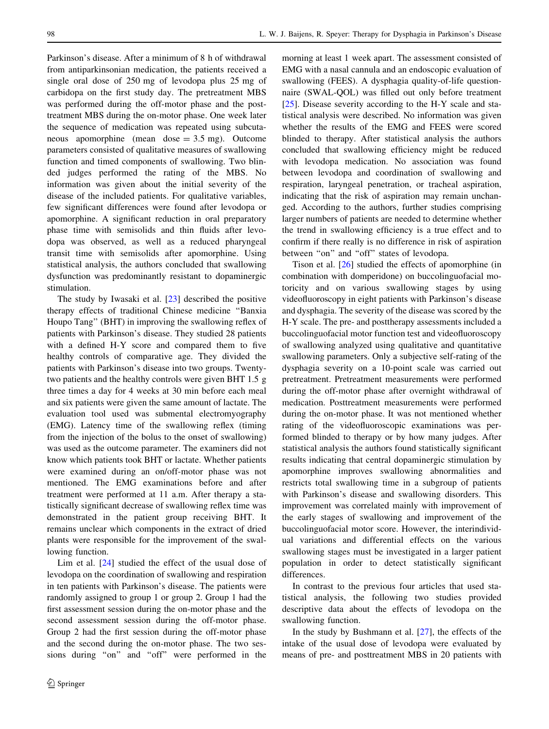Parkinson's disease. After a minimum of 8 h of withdrawal from antiparkinsonian medication, the patients received a single oral dose of 250 mg of levodopa plus 25 mg of carbidopa on the first study day. The pretreatment MBS was performed during the off-motor phase and the posttreatment MBS during the on-motor phase. One week later the sequence of medication was repeated using subcutaneous apomorphine (mean dose = 3.5 mg). Outcome parameters consisted of qualitative measures of swallowing function and timed components of swallowing. Two blinded judges performed the rating of the MBS. No information was given about the initial severity of the disease of the included patients. For qualitative variables, few significant differences were found after levodopa or apomorphine. A significant reduction in oral preparatory phase time with semisolids and thin fluids after levodopa was observed, as well as a reduced pharyngeal transit time with semisolids after apomorphine. Using statistical analysis, the authors concluded that swallowing dysfunction was predominantly resistant to dopaminergic stimulation.

The study by Iwasaki et al. [23] described the positive therapy effects of traditional Chinese medicine "Banxia Houpo Tang" (BHT) in improving the swallowing reflex of patients with Parkinson's disease. They studied 28 patients with a defined H-Y score and compared them to five healthy controls of comparative age. They divided the patients with Parkinson's disease into two groups. Twenty-two patients and the healthy controls were given BHT 1.5 g three times a day for 4 weeks at 30 min before each meal and six patients were given the same amount of lactate. The evaluation tool used was submental electromyography (EMG). Latency time of the swallowing reflex (timing from the injection of the bolus to the onset of swallowing) was used as the outcome parameter. The examiners did not know which patients took BHT or lactate. Whether patients were examined during an on/off-motor phase was not mentioned. The EMG examinations before and after treatment were performed at 11 a.m. After therapy a statistically significant decrease of swallowing reflex time was demonstrated in the patient group receiving BHT. It remains unclear which components in the extract of dried plants were responsible for the improvement of the swallowing function.

Lim et al. [24] studied the effect of the usual dose of levodopa on the coordination of swallowing and respiration in ten patients with Parkinson's disease. The patients were randomly assigned to group 1 or group 2. Group 1 had the first assessment session during the on-motor phase and the second assessment session during the off-motor phase. Group 2 had the first session during the off-motor phase and the second during the on-motor phase. The two sessions during "on" and "off" were performed in the morning at least 1 week apart. The assessment consisted of EMG with a nasal cannula and an endoscopic evaluation of swallowing (FEES). A dysphagia quality-of-life questionnaire (SWAL-QOL) was filled out only before treatment [25]. Disease severity according to the H-Y scale and statistical analysis were described. No information was given whether the results of the EMG and FEES were scored blinded to therapy. After statistical analysis the authors concluded that swallowing efficiency might be reduced with levodopa medication. No association was found between levodopa and coordination of swallowing and respiration, laryngeal penetration, or tracheal aspiration, indicating that the risk of aspiration may remain unchanged. According to the authors, further studies comprising larger numbers of patients are needed to determine whether the trend in swallowing efficiency is a true effect and to confirm if there really is no difference in risk of aspiration between "on" and "off" states of levodopa.

Tison et al. [26] studied the effects of apomorphine (in combination with domperidone) on buccolinguofacial motoricity and on various swallowing stages by using videofluoroscopy in eight patients with Parkinson's disease and dysphagia. The severity of the disease was scored by the H-Y scale. The pre- and posttherapy assessments included a buccolinguofacial motor function test and videofluoroscopy of swallowing analyzed using qualitative and quantitative swallowing parameters. Only a subjective self-rating of the dysphagia severity on a 10-point scale was carried out pretreatment. Pretreatment measurements were performed during the off-motor phase after overnight withdrawal of medication. Posttreatment measurements were performed during the on-motor phase. It was not mentioned whether rating of the videofluoroscopic examinations was performed blinded to therapy or by how many judges. After statistical analysis the authors found statistically significant results indicating that central dopaminergic stimulation by apomorphine improves swallowing abnormalities and restricts total swallowing time in a subgroup of patients with Parkinson's disease and swallowing disorders. This improvement was correlated mainly with improvement of the early stages of swallowing and improvement of the buccolinguofacial motor score. However, the interindividual variations and differential effects on the various swallowing stages must be investigated in a larger patient population in order to detect statistically significant differences.

In contrast to the previous four articles that used statistical analysis, the following two studies provided descriptive data about the effects of levodopa on the swallowing function.

In the study by Bushmann et al. [27], the effects of the intake of the usual dose of levodopa were evaluated by means of pre- and posttreatment MBS in 20 patients with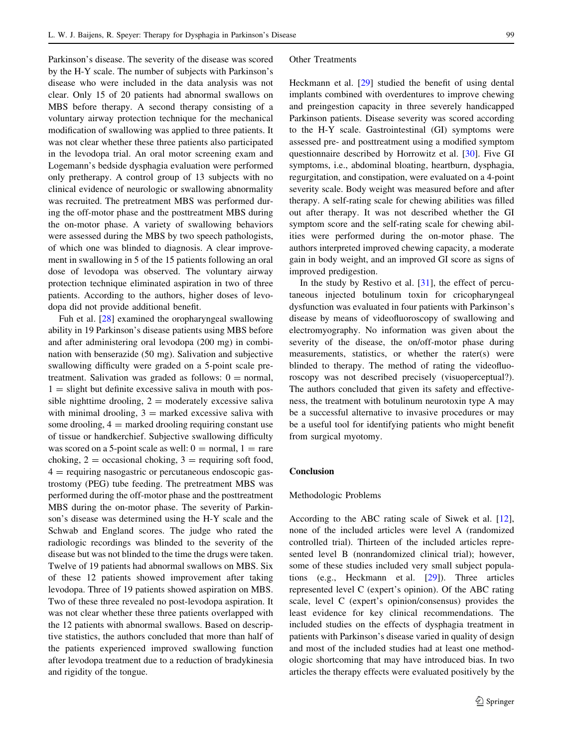Parkinson's disease. The severity of the disease was scored by the H-Y scale. The number of subjects with Parkinson's disease who were included in the data analysis was not clear. Only 15 of 20 patients had abnormal swallows on MBS before therapy. A second therapy consisting of a voluntary airway protection technique for the mechanical modification of swallowing was applied to three patients. It was not clear whether these three patients also participated in the levodopa trial. An oral motor screening exam and Logemann's bedside dysphagia evaluation were performed only pretherapy. A control group of 13 subjects with no clinical evidence of neurologic or swallowing abnormality was recruited. The pretreatment MBS was performed during the off-motor phase and the posttreatment MBS during the on-motor phase. A variety of swallowing behaviors were assessed during the MBS by two speech pathologists, of which one was blinded to diagnosis. A clear improvement in swallowing in 5 of the 15 patients following an oral dose of levodopa was observed. The voluntary airway protection technique eliminated aspiration in two of three patients. According to the authors, higher doses of levodopa did not provide additional benefit.

Fuh et al. [28] examined the oropharyngeal swallowing ability in 19 Parkinson's disease patients using MBS before and after administering oral levodopa (200 mg) in combination with benserazide (50 mg). Salivation and subjective swallowing difficulty were graded on a 5-point scale pretreatment. Salivation was graded as follows: 0 = normal, 1 = slight but definite excessive saliva in mouth with possible nighttime drooling, 2 = moderately excessive saliva with minimal drooling, 3 = marked excessive saliva with some drooling, 4 = marked drooling requiring constant use of tissue or handkerchief. Subjective swallowing difficulty was scored on a 5-point scale as well: 0 = normal, 1 = rare choking, 2 = occasional choking, 3 = requiring soft food, 4 = requiring nasogastric or percutaneous endoscopic gastrostomy (PEG) tube feeding. The pretreatment MBS was performed during the off-motor phase and the posttreatment MBS during the on-motor phase. The severity of Parkinson's disease was determined using the H-Y scale and the Schwab and England scores. The judge who rated the radiologic recordings was blinded to the severity of the disease but was not blinded to the time the drugs were taken. Twelve of 19 patients had abnormal swallows on MBS. Six of these 12 patients showed improvement after taking levodopa. Three of 19 patients showed aspiration on MBS. Two of these three revealed no post-levodopa aspiration. It was not clear whether these three patients overlapped with the 12 patients with abnormal swallows. Based on descriptive statistics, the authors concluded that more than half of the patients experienced improved swallowing function after levodopa treatment due to a reduction of bradykinesia and rigidity of the tongue.

### Other Treatments

Heckmann et al. [29] studied the benefit of using dental implants combined with overdentures to improve chewing and preingestion capacity in three severely handicapped Parkinson patients. Disease severity was scored according to the H-Y scale. Gastrointestinal (GI) symptoms were assessed pre- and posttreatment using a modified symptom questionnaire described by Horrowitz et al. [30]. Five GI symptoms, i.e., abdominal bloating, heartburn, dysphagia, regurgitation, and constipation, were evaluated on a 4-point severity scale. Body weight was measured before and after therapy. A self-rating scale for chewing abilities was filled out after therapy. It was not described whether the GI symptom score and the self-rating scale for chewing abilities were performed during the on-motor phase. The authors interpreted improved chewing capacity, a moderate gain in body weight, and an improved GI score as signs of improved predigestion.

In the study by Restivo et al. [31], the effect of percutaneous injected botulinum toxin for cricopharyngeal dysfunction was evaluated in four patients with Parkinson's disease by means of videofluoroscopy of swallowing and electromyography. No information was given about the severity of the disease, the on/off-motor phase during measurements, statistics, or whether the rater(s) were blinded to therapy. The method of rating the videofluoroscopy was not described precisely (visuoperceptual?). The authors concluded that given its safety and effectiveness, the treatment with botulinum neurotoxin type A may be a successful alternative to invasive procedures or may be a useful tool for identifying patients who might benefit from surgical myotomy.

## Conclusion

### Methodologic Problems

According to the ABC rating scale of Siwek et al. [12], none of the included articles were level A (randomized controlled trial). Thirteen of the included articles represented level B (nonrandomized clinical trial); however, some of these studies included very small subject populations (e.g., Heckmann et al. [29]). Three articles represented level C (expert's opinion). Of the ABC rating scale, level C (expert's opinion/consensus) provides the least evidence for key clinical recommendations. The included studies on the effects of dysphagia treatment in patients with Parkinson's disease varied in quality of design and most of the included studies had at least one methodologic shortcoming that may have introduced bias. In two articles the therapy effects were evaluated positively by the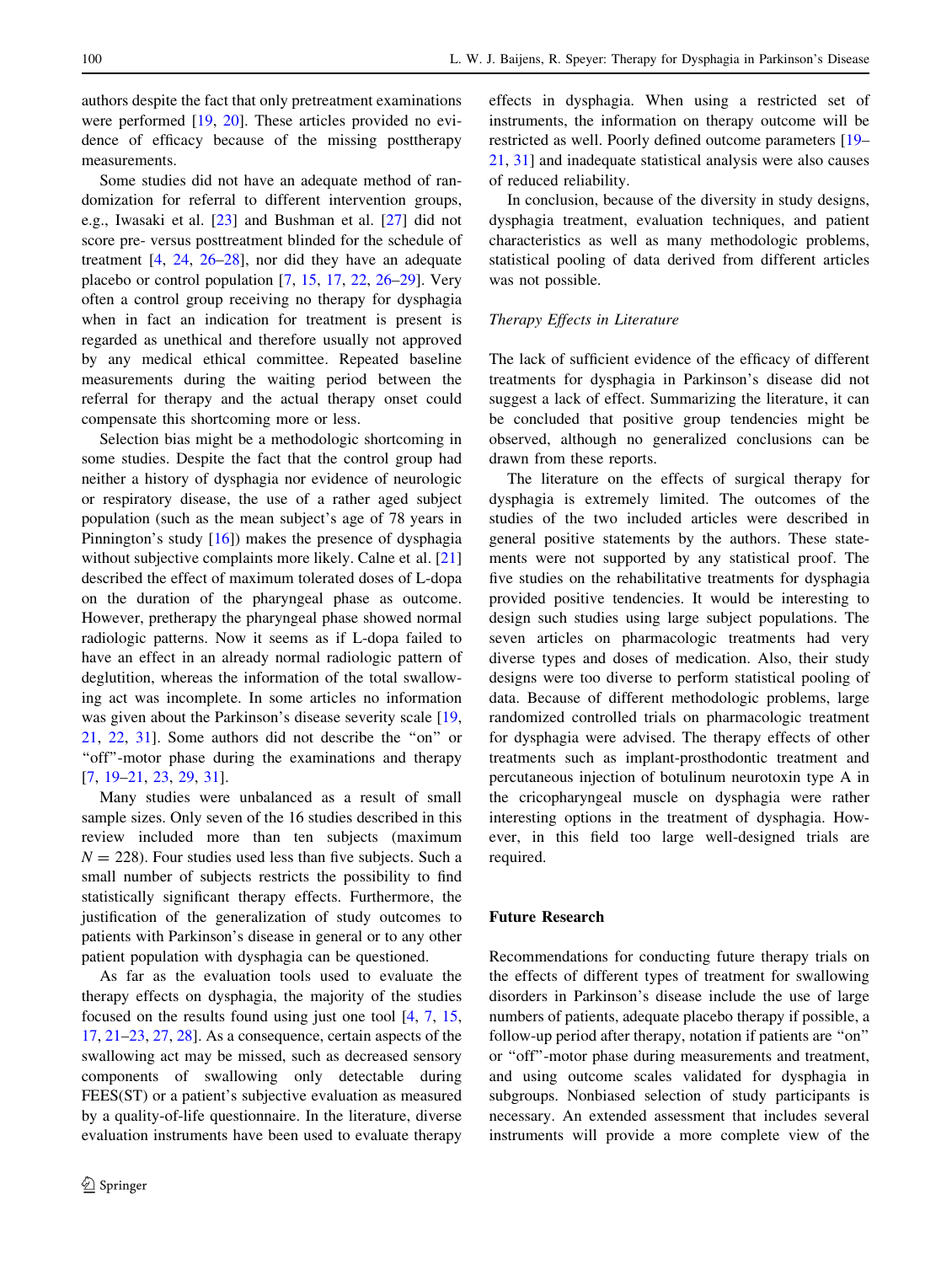authors despite the fact that only pretreatment examinations were performed [19, 20]. These articles provided no evidence of efficacy because of the missing posttherapy measurements.

Some studies did not have an adequate method of randomization for referral to different intervention groups, e.g., Iwasaki et al. [23] and Bushman et al. [27] did not score pre- versus posttreatment blinded for the schedule of treatment [4, 24, 26–28], nor did they have an adequate placebo or control population [7, 15, 17, 22, 26–29]. Very often a control group receiving no therapy for dysphagia when in fact an indication for treatment is present is regarded as unethical and therefore usually not approved by any medical ethical committee. Repeated baseline measurements during the waiting period between the referral for therapy and the actual therapy onset could compensate this shortcoming more or less.

Selection bias might be a methodologic shortcoming in some studies. Despite the fact that the control group had neither a history of dysphagia nor evidence of neurologic or respiratory disease, the use of a rather aged subject population (such as the mean subject's age of 78 years in Pinnington's study [16]) makes the presence of dysphagia without subjective complaints more likely. Calne et al. [21] described the effect of maximum tolerated doses of L-dopa on the duration of the pharyngeal phase as outcome. However, pretherapy the pharyngeal phase showed normal radiologic patterns. Now it seems as if L-dopa failed to have an effect in an already normal radiologic pattern of deglutition, whereas the information of the total swallowing act was incomplete. In some articles no information was given about the Parkinson's disease severity scale [19, 21, 22, 31]. Some authors did not describe the "on" or "off"-motor phase during the examinations and therapy [7, 19–21, 23, 29, 31].

Many studies were unbalanced as a result of small sample sizes. Only seven of the 16 studies described in this review included more than ten subjects (maximum $N = 228$). Four studies used less than five subjects. Such a small number of subjects restricts the possibility to find statistically significant therapy effects. Furthermore, the justification of the generalization of study outcomes to patients with Parkinson's disease in general or to any other patient population with dysphagia can be questioned.

As far as the evaluation tools used to evaluate the therapy effects on dysphagia, the majority of the studies focused on the results found using just one tool [4, 7, 15, 17, 21–23, 27, 28]. As a consequence, certain aspects of the swallowing act may be missed, such as decreased sensory components of swallowing only detectable during FEES(ST) or a patient's subjective evaluation as measured by a quality-of-life questionnaire. In the literature, diverse evaluation instruments have been used to evaluate therapy effects in dysphagia. When using a restricted set of instruments, the information on therapy outcome will be restricted as well. Poorly defined outcome parameters [19–21, 31] and inadequate statistical analysis were also causes of reduced reliability.

In conclusion, because of the diversity in study designs, dysphagia treatment, evaluation techniques, and patient characteristics as well as many methodologic problems, statistical pooling of data derived from different articles was not possible.

### *Therapy Effects in Literature*

The lack of sufficient evidence of the efficacy of different treatments for dysphagia in Parkinson's disease did not suggest a lack of effect. Summarizing the literature, it can be concluded that positive group tendencies might be observed, although no generalized conclusions can be drawn from these reports.

The literature on the effects of surgical therapy for dysphagia is extremely limited. The outcomes of the studies of the two included articles were described in general positive statements by the authors. These statements were not supported by any statistical proof. The five studies on the rehabilitative treatments for dysphagia provided positive tendencies. It would be interesting to design such studies using large subject populations. The seven articles on pharmacologic treatments had very diverse types and doses of medication. Also, their study designs were too diverse to perform statistical pooling of data. Because of different methodologic problems, large randomized controlled trials on pharmacologic treatment for dysphagia were advised. The therapy effects of other treatments such as implant-prosthodontic treatment and percutaneous injection of botulinum neurotoxin type A in the cricopharyngeal muscle on dysphagia were rather interesting options in the treatment of dysphagia. However, in this field too large well-designed trials are required.

## Future Research

Recommendations for conducting future therapy trials on the effects of different types of treatment for swallowing disorders in Parkinson's disease include the use of large numbers of patients, adequate placebo therapy if possible, a follow-up period after therapy, notation if patients are "on" or "off"-motor phase during measurements and treatment, and using outcome scales validated for dysphagia in subgroups. Nonbiased selection of study participants is necessary. An extended assessment that includes several instruments will provide a more complete view of the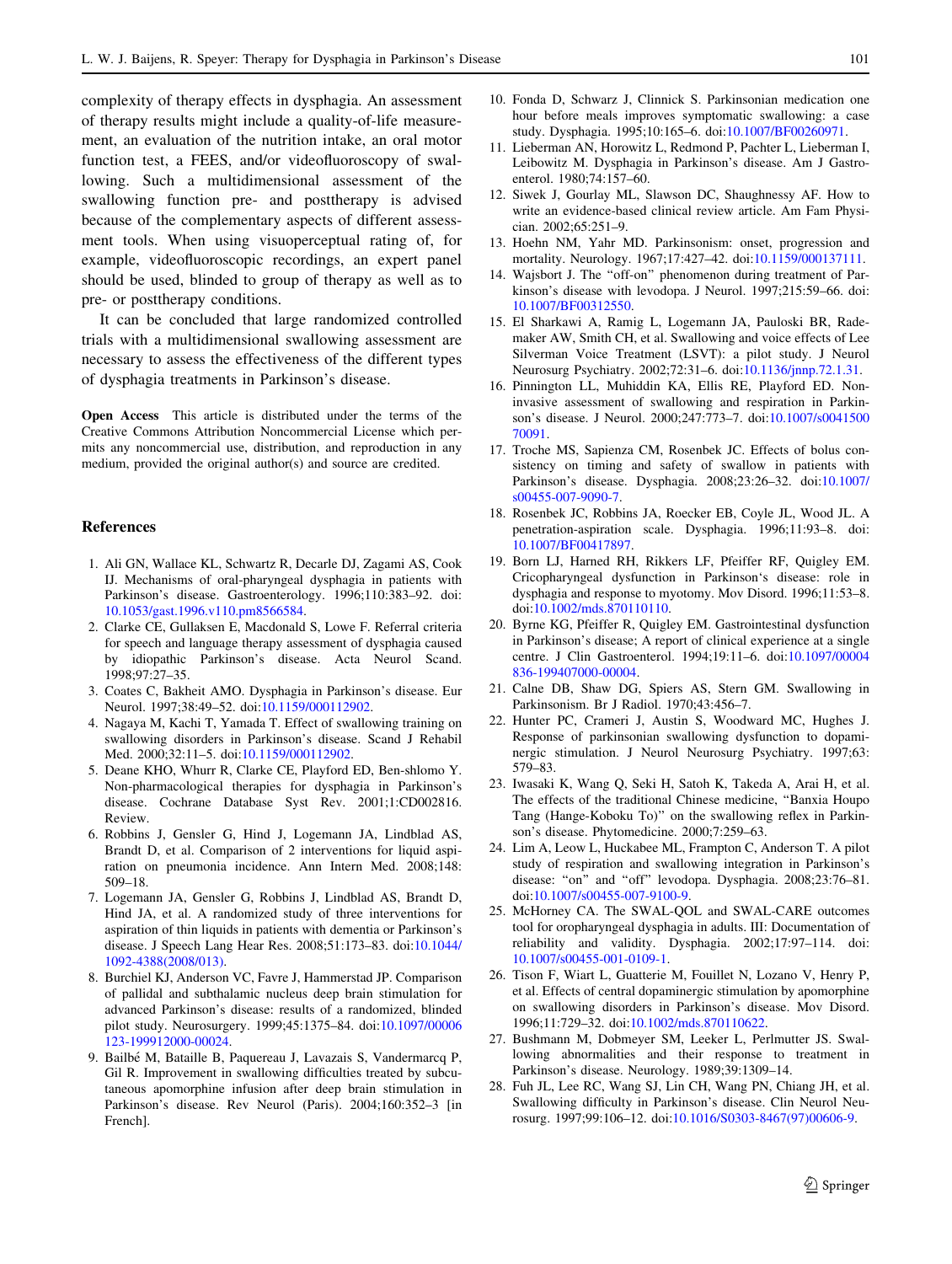complexity of therapy effects in dysphagia. An assessment of therapy results might include a quality-of-life measurement, an evaluation of the nutrition intake, an oral motor function test, a FEES, and/or videofluoroscopy of swallowing. Such a multidimensional assessment of the swallowing function pre- and posttherapy is advised because of the complementary aspects of different assessment tools. When using visuoperceptual rating of, for example, videofluoroscopic recordings, an expert panel should be used, blinded to group of therapy as well as to pre- or posttherapy conditions.

It can be concluded that large randomized controlled trials with a multidimensional swallowing assessment are necessary to assess the effectiveness of the different types of dysphagia treatments in Parkinson's disease.

**Open Access** This article is distributed under the terms of the Creative Commons Attribution Noncommercial License which permits any noncommercial use, distribution, and reproduction in any medium, provided the original author(s) and source are credited.

## References

1. Ali GN, Wallace KL, Schwartz R, Decarle DJ, Zagami AS, Cook IJ. Mechanisms of oral-pharyngeal dysphagia in patients with Parkinson's disease. Gastroenterology. 1996;110:383–92. doi:10.1053/gast.1996.v110.pm8566584.
2. Clarke CE, Gullaksen E, Macdonald S, Lowe F. Referral criteria for speech and language therapy assessment of dysphagia caused by idiopathic Parkinson's disease. Acta Neurol Scand. 1998;97:27–35.
3. Coates C, Bakheit AMO. Dysphagia in Parkinson's disease. Eur Neurol. 1997;38:49–52. doi:10.1159/000112902.
4. Nagaya M, Kachi T, Yamada T. Effect of swallowing training on swallowing disorders in Parkinson's disease. Scand J Rehabil Med. 2000;32:11–5. doi:10.1159/000112902.
5. Deane KHO, Whurr R, Clarke CE, Playford ED, Ben-shlomo Y. Non-pharmacological therapies for dysphagia in Parkinson's disease. Cochrane Database Syst Rev. 2001;1:CD002816. Review.
6. Robbins J, Gensler G, Hind J, Logemann JA, Lindblad AS, Brandt D, et al. Comparison of 2 interventions for liquid aspiration on pneumonia incidence. Ann Intern Med. 2008;148:509–18.
7. Logemann JA, Gensler G, Robbins J, Lindblad AS, Brandt D, Hind JA, et al. A randomized study of three interventions for aspiration of thin liquids in patients with dementia or Parkinson's disease. J Speech Lang Hear Res. 2008;51:173–83. doi:10.1044/1092-4388(2008/013).
8. Burchiel KJ, Anderson VC, Favre J, Hammerstad JP. Comparison of pallidal and subthalamic nucleus deep brain stimulation for advanced Parkinson's disease: results of a randomized, blinded pilot study. Neurosurgery. 1999;45:1375–84. doi:10.1097/00006123-199912000-00024.
9. Bailbé M, Bataille B, Paquereau J, Lavazais S, Vandermarcq P, Gil R. Improvement in swallowing difficulties treated by subcutaneous apomorphine infusion after deep brain stimulation in Parkinson's disease. Rev Neurol (Paris). 2004;160:352–3 [in French].
10. Fonda D, Schwarz J, Clinnick S. Parkinsonian medication one hour before meals improves symptomatic swallowing: a case study. Dysphagia. 1995;10:165–6. doi:10.1007/BF00260971.
11. Lieberman AN, Horowitz L, Redmond P, Pachter L, Lieberman I, Leibowitz M. Dysphagia in Parkinson's disease. Am J Gastroenterol. 1980;74:157–60.
12. Siwek J, Gourlay ML, Slawson DC, Shaughnessy AF. How to write an evidence-based clinical review article. Am Fam Physician. 2002;65:251–9.
13. Hoehn NM, Yahr MD. Parkinsonism: onset, progression and mortality. Neurology. 1967;17:427–42. doi:10.1159/000137111.
14. Wajsbort J. The "off-on" phenomenon during treatment of Parkinson's disease with levodopa. J Neurol. 1997;215:59–66. doi:10.1007/BF00312550.
15. El Sharkawi A, Ramig L, Logemann JA, Pauloski BR, Rademaker AW, Smith CH, et al. Swallowing and voice effects of Lee Silverman Voice Treatment (LSVT): a pilot study. J Neurol Neurosurg Psychiatry. 2002;72:31–6. doi:10.1136/jnnp.72.1.31.
16. Pinnington LL, Muhiddin KA, Ellis RE, Playford ED. Non-invasive assessment of swallowing and respiration in Parkinson's disease. J Neurol. 2000;247:773–7. doi:10.1007/s004150070091.
17. Troche MS, Sapienza CM, Rosenbek JC. Effects of bolus consistency on timing and safety of swallow in patients with Parkinson's disease. Dysphagia. 2008;23:26–32. doi:10.1007/s00455-007-9090-7.
18. Rosenbek JC, Robbins JA, Roecker EB, Coyle JL, Wood JL. A penetration-aspiration scale. Dysphagia. 1996;11:93–8. doi:10.1007/BF00417897.
19. Born LJ, Harned RH, Rikkers LF, Pfeiffer RF, Quigley EM. Cricopharyngeal dysfunction in Parkinson's disease: role in dysphagia and response to myotomy. Mov Disord. 1996;11:53–8. doi:10.1002/mds.870110110.
20. Byrne KG, Pfeiffer R, Quigley EM. Gastrointestinal dysfunction in Parkinson's disease; A report of clinical experience at a single centre. J Clin Gastroenterol. 1994;19:11–6. doi:10.1097/00004836-199407000-00004.
21. Calne DB, Shaw DG, Spiers AS, Stern GM. Swallowing in Parkinsonism. Br J Radiol. 1970;43:456–7.
22. Hunter PC, Crameri J, Austin S, Woodward MC, Hughes J. Response of parkinsonian swallowing dysfunction to dopaminergic stimulation. J Neurol Neurosurg Psychiatry. 1997;63:579–83.
23. Iwasaki K, Wang Q, Seki H, Satoh K, Takeda A, Arai H, et al. The effects of the traditional Chinese medicine, "Banxia Houpo Tang (Hange-Koboku To)" on the swallowing reflex in Parkinson's disease. Phytomedicine. 2000;7:259–63.
24. Lim A, Leow L, Huckabee ML, Frampton C, Anderson T. A pilot study of respiration and swallowing integration in Parkinson's disease: "on" and "off" levodopa. Dysphagia. 2008;23:76–81. doi:10.1007/s00455-007-9100-9.
25. McHorney CA. The SWAL-QOL and SWAL-CARE outcomes tool for oropharyngeal dysphagia in adults. III: Documentation of reliability and validity. Dysphagia. 2002;17:97–114. doi:10.1007/s00455-001-0109-1.
26. Tison F, Wiart L, Guatterie M, Fouillet N, Lozano V, Henry P, et al. Effects of central dopaminergic stimulation by apomorphine on swallowing disorders in Parkinson's disease. Mov Disord. 1996;11:729–32. doi:10.1002/mds.870110622.
27. Bushmann M, Dobmeyer SM, Leeker L, Perlmutter JS. Swallowing abnormalities and their response to treatment in Parkinson's disease. Neurology. 1989;39:1309–14.
28. Fuh JL, Lee RC, Wang SJ, Lin CH, Wang PN, Chiang JH, et al. Swallowing difficulty in Parkinson's disease. Clin Neurol Neurosurg. 1997;99:106–12. doi:10.1016/S0303-8467(97)00606-9.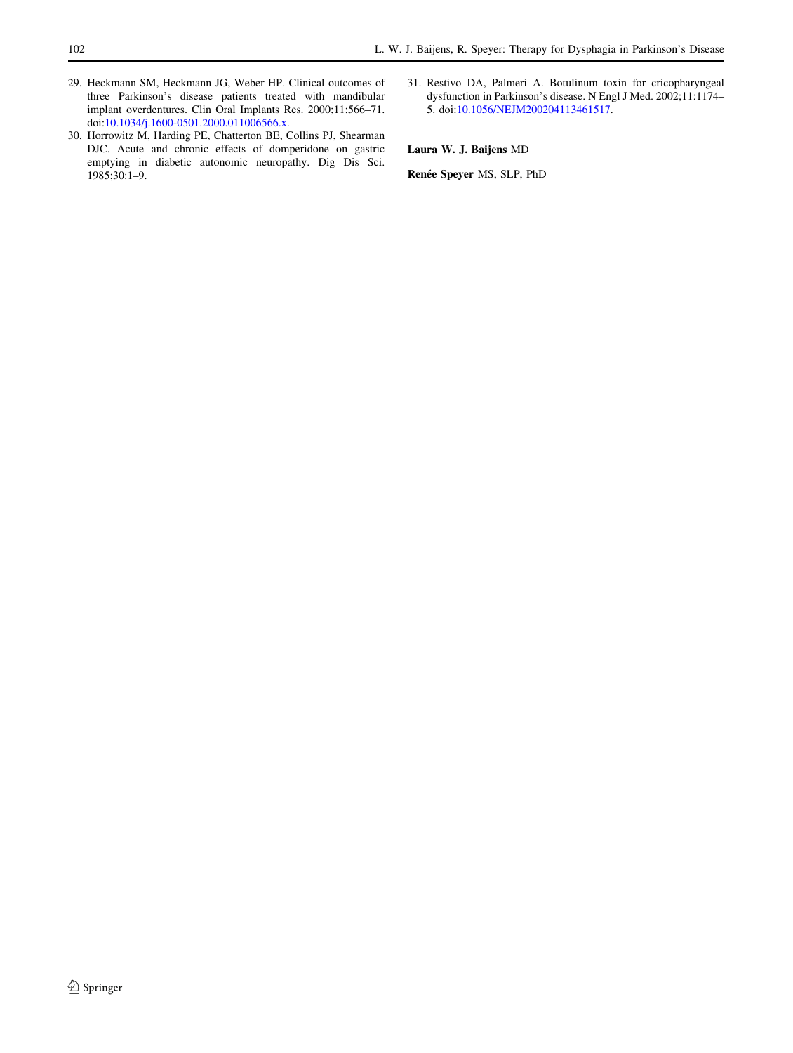29. Heckmann SM, Heckmann JG, Weber HP. Clinical outcomes of three Parkinson's disease patients treated with mandibular implant overdentures. Clin Oral Implants Res. 2000;11:566–71. doi:10.1034/j.1600-0501.2000.011006566.x.
30. Horrowitz M, Harding PE, Chatterton BE, Collins PJ, Shearman DJC. Acute and chronic effects of domperidone on gastric emptying in diabetic autonomic neuropathy. Dig Dis Sci. 1985;30:1–9.
31. Restivo DA, Palmeri A. Botulinum toxin for cricopharyngeal dysfunction in Parkinson's disease. N Engl J Med. 2002;11:1174–5. doi:10.1056/NEJM200204113461517.

**Laura W. J. Baijens** MD

**Renée Speyer** MS, SLP, PhD